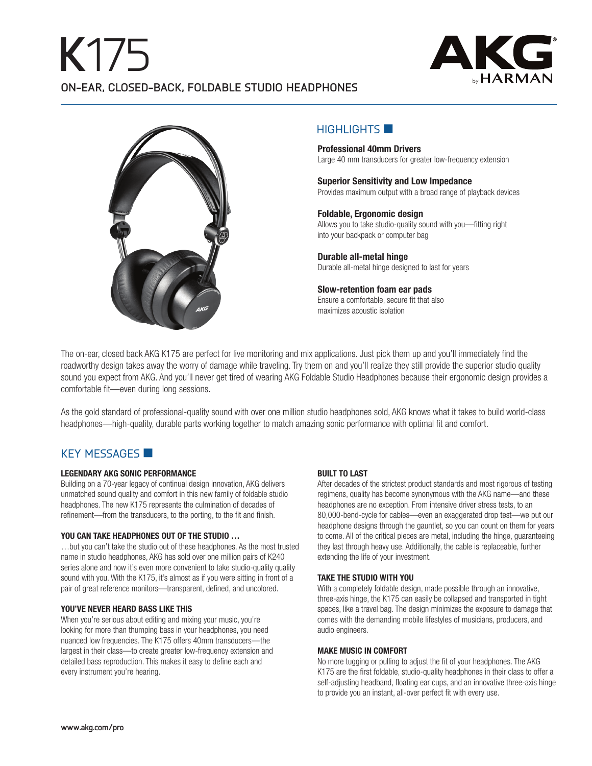# K175

## ON-EAR, CLOSED-BACK, FOLDABLE STUDIO HEADPHONES

AKG by HARMAN

## HIGHLIGHTS

**Professional 40mm Drivers**
Large 40 mm transducers for greater low-frequency extension

**Superior Sensitivity and Low Impedance**
Provides maximum output with a broad range of playback devices

**Foldable, Ergonomic design**
Allows you to take studio-quality sound with you—fitting right into your backpack or computer bag

**Durable all-metal hinge**
Durable all-metal hinge designed to last for years

**Slow-retention foam ear pads**
Ensure a comfortable, secure fit that also maximizes acoustic isolation

The on-ear, closed back AKG K175 are perfect for live monitoring and mix applications. Just pick them up and you'll immediately find the roadworthy design takes away the worry of damage while traveling. Try them on and you'll realize they still provide the superior studio quality sound you expect from AKG. And you'll never get tired of wearing AKG Foldable Studio Headphones because their ergonomic design provides a comfortable fit—even during long sessions.

As the gold standard of professional-quality sound with over one million studio headphones sold, AKG knows what it takes to build world-class headphones—high-quality, durable parts working together to match amazing sonic performance with optimal fit and comfort.

## KEY MESSAGES

### LEGENDARY AKG SONIC PERFORMANCE

Building on a 70-year legacy of continual design innovation, AKG delivers unmatched sound quality and comfort in this new family of foldable studio headphones. The new K175 represents the culmination of decades of refinement—from the transducers, to the porting, to the fit and finish.

### YOU CAN TAKE HEADPHONES OUT OF THE STUDIO …

…but you can't take the studio out of these headphones. As the most trusted name in studio headphones, AKG has sold over one million pairs of K240 series alone and now it's even more convenient to take studio-quality quality sound with you. With the K175, it's almost as if you were sitting in front of a pair of great reference monitors—transparent, defined, and uncolored.

### YOU'VE NEVER HEARD BASS LIKE THIS

When you're serious about editing and mixing your music, you're looking for more than thumping bass in your headphones, you need nuanced low frequencies. The K175 offers 40mm transducers—the largest in their class—to create greater low-frequency extension and detailed bass reproduction. This makes it easy to define each and every instrument you're hearing.

### BUILT TO LAST

After decades of the strictest product standards and most rigorous of testing regimens, quality has become synonymous with the AKG name—and these headphones are no exception. From intensive driver stress tests, to an 80,000-bend-cycle for cables—even an exaggerated drop test—we put our headphone designs through the gauntlet, so you can count on them for years to come. All of the critical pieces are metal, including the hinge, guaranteeing they last through heavy use. Additionally, the cable is replaceable, further extending the life of your investment.

### TAKE THE STUDIO WITH YOU

With a completely foldable design, made possible through an innovative, three-axis hinge, the K175 can easily be collapsed and transported in tight spaces, like a travel bag. The design minimizes the exposure to damage that comes with the demanding mobile lifestyles of musicians, producers, and audio engineers.

### MAKE MUSIC IN COMFORT

No more tugging or pulling to adjust the fit of your headphones. The AKG K175 are the first foldable, studio-quality headphones in their class to offer a self-adjusting headband, floating ear cups, and an innovative three-axis hinge to provide you an instant, all-over perfect fit with every use.

www.akg.com/pro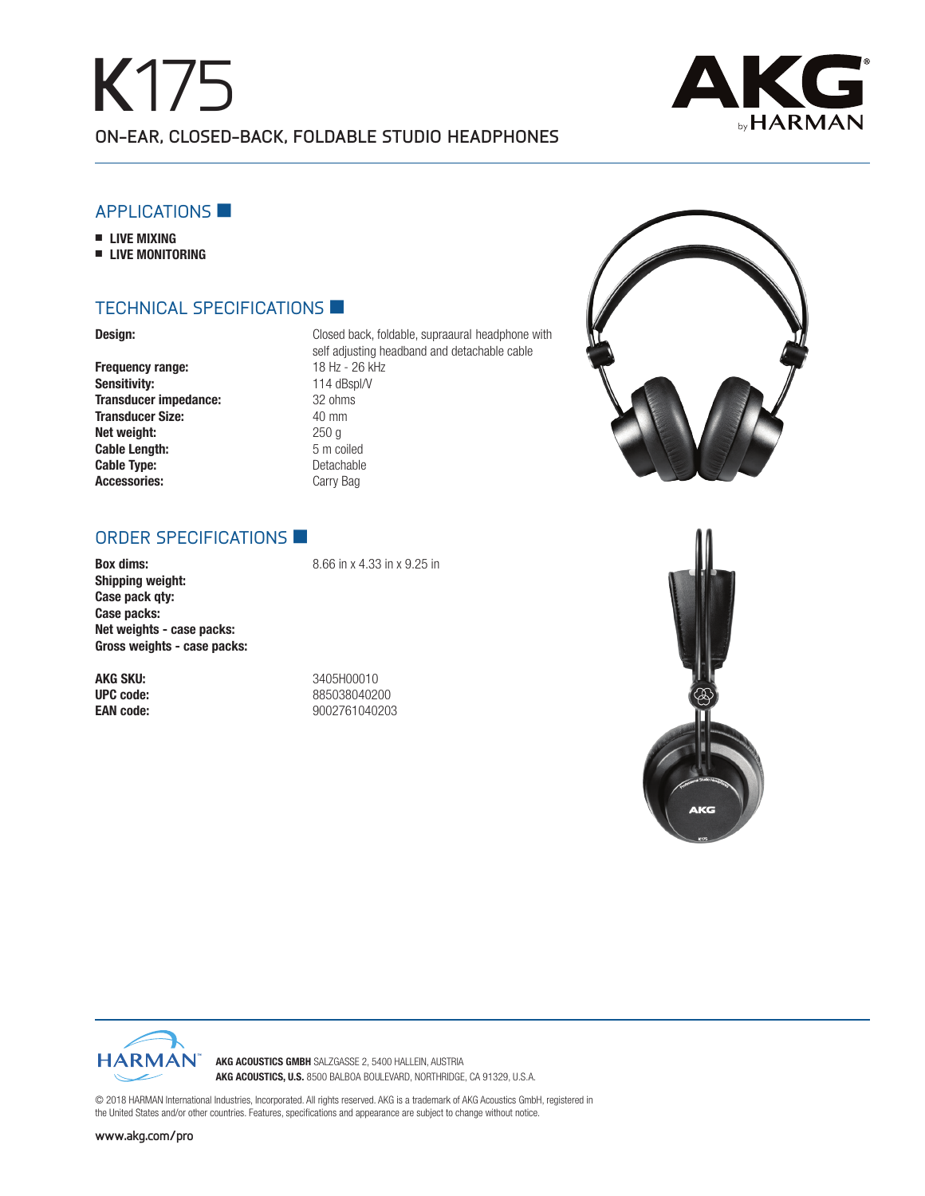# K175

## ON-EAR, CLOSED-BACK, FOLDABLE STUDIO HEADPHONES

## APPLICATIONS

- **LIVE MIXING**
- **LIVE MONITORING**

## TECHNICAL SPECIFICATIONS

| | |
|---|---|
| **Design:** | Closed back, foldable, supraaural headphone with self adjusting headband and detachable cable |
| **Frequency range:** | 18 Hz - 26 kHz |
| **Sensitivity:** | 114 dBspl/V |
| **Transducer impedance:** | 32 ohms |
| **Transducer Size:** | 40 mm |
| **Net weight:** | 250 g |
| **Cable Length:** | 5 m coiled |
| **Cable Type:** | Detachable |
| **Accessories:** | Carry Bag |

## ORDER SPECIFICATIONS

| | |
|---|---|
| **Box dims:** | 8.66 in x 4.33 in x 9.25 in |
| **Shipping weight:** | |
| **Case pack qty:** | |
| **Case packs:** | |
| **Net weights - case packs:** | |
| **Gross weights - case packs:** | |

| | |
|---|---|
| **AKG SKU:** | 3405H00010 |
| **UPC code:** | 885038040200 |
| **EAN code:** | 9002761040203 |

**AKG ACOUSTICS GMBH** SALZGASSE 2, 5400 HALLEIN, AUSTRIA
**AKG ACOUSTICS, U.S.** 8500 BALBOA BOULEVARD, NORTHRIDGE, CA 91329, U.S.A.

© 2018 HARMAN International Industries, Incorporated. All rights reserved. AKG is a trademark of AKG Acoustics GmbH, registered in the United States and/or other countries. Features, specifications and appearance are subject to change without notice.

www.akg.com/pro